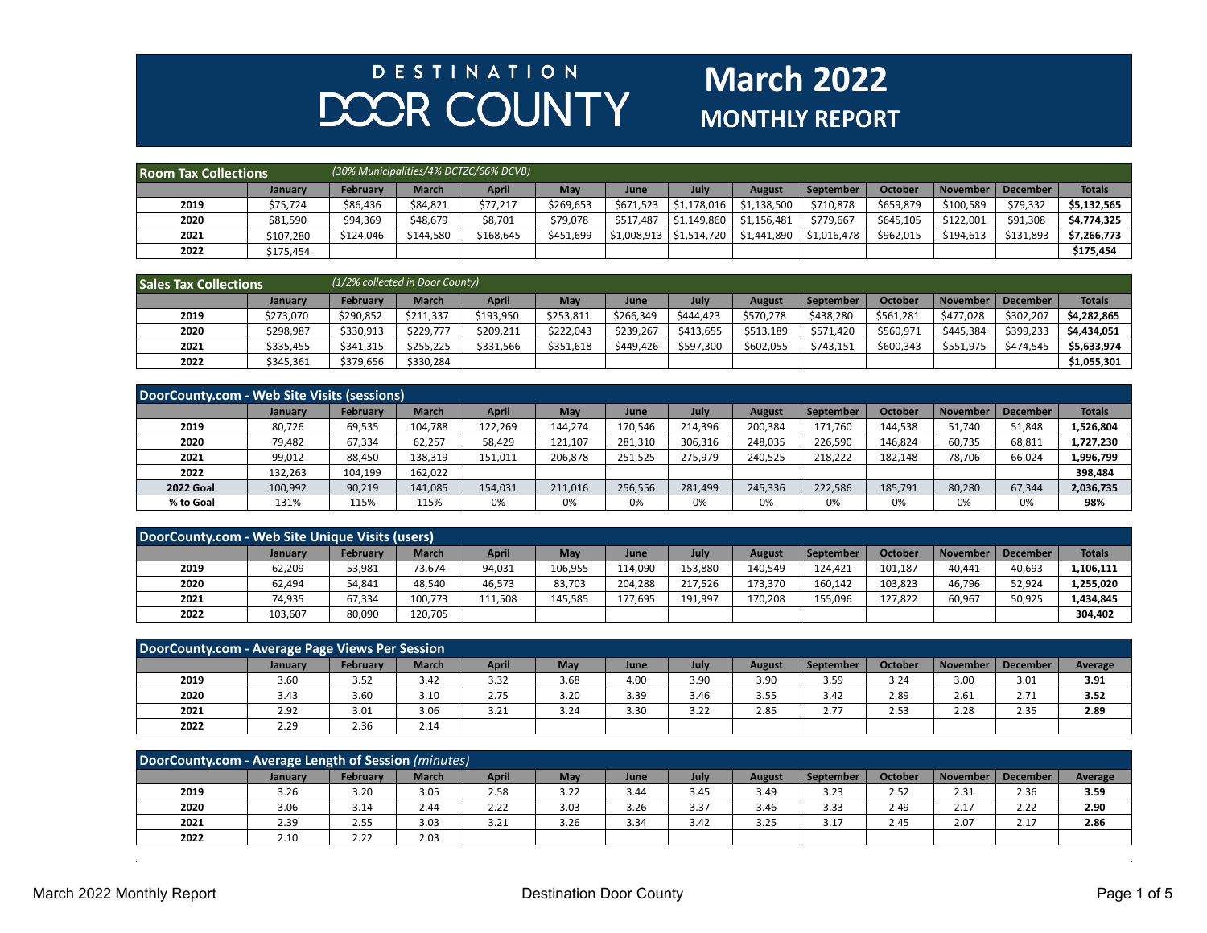# DESTINATION DOOR COUNTY

# March 2022
## MONTHLY REPORT

| Room Tax Collections | *(30% Municipalities/4% DCTZC/66% DCVB)* | | | | | | | | | | | | |
|---|---|---|---|---|---|---|---|---|---|---|---|---|---|
| | January | February | March | April | May | June | July | August | September | October | November | December | Totals |
| 2019 | $75,724 | $86,436 | $84,821 | $77,217 | $269,653 | $671,523 | $1,178,016 | $1,138,500 | $710,878 | $659,879 | $100,589 | $79,332 | **$5,132,565** |
| 2020 | $81,590 | $94,369 | $48,679 | $8,701 | $79,078 | $517,487 | $1,149,860 | $1,156,481 | $779,667 | $645,105 | $122,001 | $91,308 | **$4,774,325** |
| 2021 | $107,280 | $124,046 | $144,580 | $168,645 | $451,699 | $1,008,913 | $1,514,720 | $1,441,890 | $1,016,478 | $962,015 | $194,613 | $131,893 | **$7,266,773** |
| 2022 | $175,454 | | | | | | | | | | | | **$175,454** |

| Sales Tax Collections | *(1/2% collected in Door County)* | | | | | | | | | | | | |
|---|---|---|---|---|---|---|---|---|---|---|---|---|---|
| | January | February | March | April | May | June | July | August | September | October | November | December | Totals |
| 2019 | $273,070 | $290,852 | $211,337 | $193,950 | $253,811 | $266,349 | $444,423 | $570,278 | $438,280 | $561,281 | $477,028 | $302,207 | **$4,282,865** |
| 2020 | $298,987 | $330,913 | $229,777 | $209,211 | $222,043 | $239,267 | $413,655 | $513,189 | $571,420 | $560,971 | $445,384 | $399,233 | **$4,434,051** |
| 2021 | $335,455 | $341,315 | $255,225 | $331,566 | $351,618 | $449,426 | $597,300 | $602,055 | $743,151 | $600,343 | $551,975 | $474,545 | **$5,633,974** |
| 2022 | $345,361 | $379,656 | $330,284 | | | | | | | | | | **$1,055,301** |

| DoorCounty.com - Web Site Visits (sessions) | | | | | | | | | | | | | |
|---|---|---|---|---|---|---|---|---|---|---|---|---|---|
| | January | February | March | April | May | June | July | August | September | October | November | December | Totals |
| 2019 | 80,726 | 69,535 | 104,788 | 122,269 | 144,274 | 170,546 | 214,396 | 200,384 | 171,760 | 144,538 | 51,740 | 51,848 | **1,526,804** |
| 2020 | 79,482 | 67,334 | 62,257 | 58,429 | 121,107 | 281,310 | 306,316 | 248,035 | 226,590 | 146,824 | 60,735 | 68,811 | **1,727,230** |
| 2021 | 99,012 | 88,450 | 138,319 | 151,011 | 206,878 | 251,525 | 275,979 | 240,525 | 218,222 | 182,148 | 78,706 | 66,024 | **1,996,799** |
| 2022 | 132,263 | 104,199 | 162,022 | | | | | | | | | | **398,484** |
| **2022 Goal** | 100,992 | 90,219 | 141,085 | 154,031 | 211,016 | 256,556 | 281,499 | 245,336 | 222,586 | 185,791 | 80,280 | 67,344 | **2,036,735** |
| **% to Goal** | 131% | 115% | 115% | 0% | 0% | 0% | 0% | 0% | 0% | 0% | 0% | 0% | **98%** |

| DoorCounty.com - Web Site Unique Visits (users) | | | | | | | | | | | | | |
|---|---|---|---|---|---|---|---|---|---|---|---|---|---|
| | January | February | March | April | May | June | July | August | September | October | November | December | Totals |
| 2019 | 62,209 | 53,981 | 73,674 | 94,031 | 106,955 | 114,090 | 153,880 | 140,549 | 124,421 | 101,187 | 40,441 | 40,693 | **1,106,111** |
| 2020 | 62,494 | 54,841 | 48,540 | 46,573 | 83,703 | 204,288 | 217,526 | 173,370 | 160,142 | 103,823 | 46,796 | 52,924 | **1,255,020** |
| 2021 | 74,935 | 67,334 | 100,773 | 111,508 | 145,585 | 177,695 | 191,997 | 170,208 | 155,096 | 127,822 | 60,967 | 50,925 | **1,434,845** |
| 2022 | 103,607 | 80,090 | 120,705 | | | | | | | | | | **304,402** |

| DoorCounty.com - Average Page Views Per Session | | | | | | | | | | | | | |
|---|---|---|---|---|---|---|---|---|---|---|---|---|---|
| | January | February | March | April | May | June | July | August | September | October | November | December | Average |
| 2019 | 3.60 | 3.52 | 3.42 | 3.32 | 3.68 | 4.00 | 3.90 | 3.90 | 3.59 | 3.24 | 3.00 | 3.01 | **3.91** |
| 2020 | 3.43 | 3.60 | 3.10 | 2.75 | 3.20 | 3.39 | 3.46 | 3.55 | 3.42 | 2.89 | 2.61 | 2.71 | **3.52** |
| 2021 | 2.92 | 3.01 | 3.06 | 3.21 | 3.24 | 3.30 | 3.22 | 2.85 | 2.77 | 2.53 | 2.28 | 2.35 | **2.89** |
| 2022 | 2.29 | 2.36 | 2.14 | | | | | | | | | | |

| DoorCounty.com - Average Length of Session *(minutes)* | | | | | | | | | | | | | |
|---|---|---|---|---|---|---|---|---|---|---|---|---|---|
| | January | February | March | April | May | June | July | August | September | October | November | December | Average |
| 2019 | 3.26 | 3.20 | 3.05 | 2.58 | 3.22 | 3.44 | 3.45 | 3.49 | 3.23 | 2.52 | 2.31 | 2.36 | **3.59** |
| 2020 | 3.06 | 3.14 | 2.44 | 2.22 | 3.03 | 3.26 | 3.37 | 3.46 | 3.33 | 2.49 | 2.17 | 2.22 | **2.90** |
| 2021 | 2.39 | 2.55 | 3.03 | 3.21 | 3.26 | 3.34 | 3.42 | 3.25 | 3.17 | 2.45 | 2.07 | 2.17 | **2.86** |
| 2022 | 2.10 | 2.22 | 2.03 | | | | | | | | | | |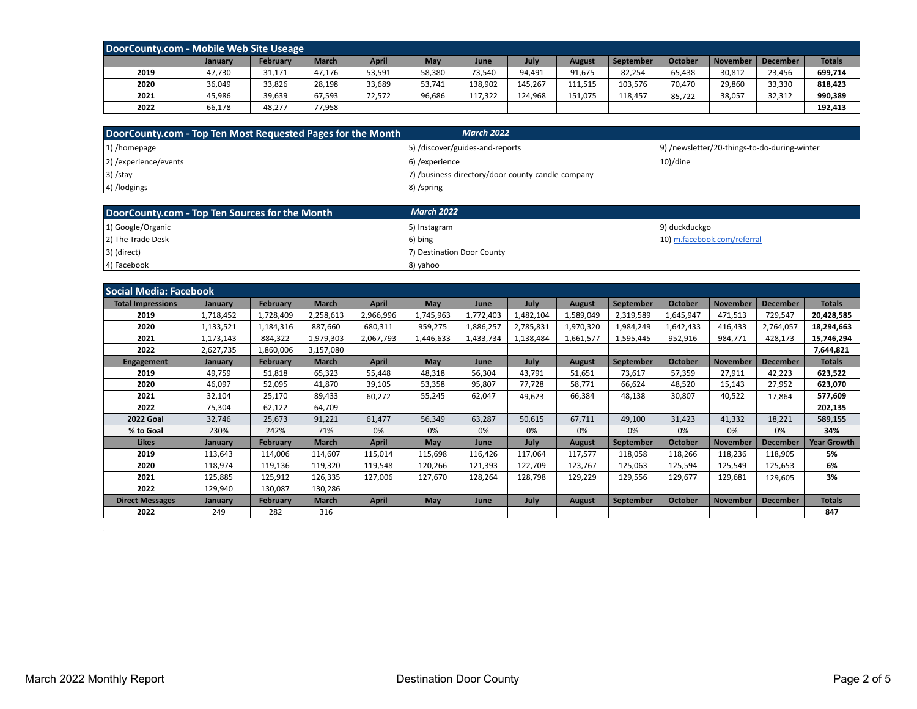## DoorCounty.com - Mobile Web Site Useage

| | January | February | March | April | May | June | July | August | September | October | November | December | Totals |
|---|---|---|---|---|---|---|---|---|---|---|---|---|---|
| **2019** | 47,730 | 31,171 | 47,176 | 53,591 | 58,380 | 73,540 | 94,491 | 91,675 | 82,254 | 65,438 | 30,812 | 23,456 | **699,714** |
| **2020** | 36,049 | 33,826 | 28,198 | 33,689 | 53,741 | 138,902 | 145,267 | 111,515 | 103,576 | 70,470 | 29,860 | 33,330 | **818,423** |
| **2021** | 45,986 | 39,639 | 67,593 | 72,572 | 96,686 | 117,322 | 124,968 | 151,075 | 118,457 | 85,722 | 38,057 | 32,312 | **990,389** |
| **2022** | 66,178 | 48,277 | 77,958 | | | | | | | | | | **192,413** |

## DoorCounty.com - Top Ten Most Requested Pages for the Month

***March 2022***

1) /homepage
2) /experience/events
3) /stay
4) /lodgings
5) /discover/guides-and-reports
6) /experience
7) /business-directory/door-county-candle-company
8) /spring
9) /newsletter/20-things-to-do-during-winter
10) /dine

## DoorCounty.com - Top Ten Sources for the Month

***March 2022***

1) Google/Organic
2) The Trade Desk
3) (direct)
4) Facebook
5) Instagram
6) bing
7) Destination Door County
8) yahoo
9) duckduckgo
10) m.facebook.com/referral

## Social Media: Facebook

| Total Impressions | January | February | March | April | May | June | July | August | September | October | November | December | Totals |
|---|---|---|---|---|---|---|---|---|---|---|---|---|---|
| **2019** | 1,718,452 | 1,728,409 | 2,258,613 | 2,966,996 | 1,745,963 | 1,772,403 | 1,482,104 | 1,589,049 | 2,319,589 | 1,645,947 | 471,513 | 729,547 | **20,428,585** |
| **2020** | 1,133,521 | 1,184,316 | 887,660 | 680,311 | 959,275 | 1,886,257 | 2,785,831 | 1,970,320 | 1,984,249 | 1,642,433 | 416,433 | 2,764,057 | **18,294,663** |
| **2021** | 1,173,143 | 884,322 | 1,979,303 | 2,067,793 | 1,446,633 | 1,433,734 | 1,138,484 | 1,661,577 | 1,595,445 | 952,916 | 984,771 | 428,173 | **15,746,294** |
| **2022** | 2,627,735 | 1,860,006 | 3,157,080 | | | | | | | | | | **7,644,821** |
| **Engagement** | **January** | **February** | **March** | **April** | **May** | **June** | **July** | **August** | **September** | **October** | **November** | **December** | **Totals** |
| **2019** | 49,759 | 51,818 | 65,323 | 55,448 | 48,318 | 56,304 | 43,791 | 51,651 | 73,617 | 57,359 | 27,911 | 42,223 | **623,522** |
| **2020** | 46,097 | 52,095 | 41,870 | 39,105 | 53,358 | 95,807 | 77,728 | 58,771 | 66,624 | 48,520 | 15,143 | 27,952 | **623,070** |
| **2021** | 32,104 | 25,170 | 89,433 | 60,272 | 55,245 | 62,047 | 49,623 | 66,384 | 48,138 | 30,807 | 40,522 | 17,864 | **577,609** |
| **2022** | 75,304 | 62,122 | 64,709 | | | | | | | | | | **202,135** |
| **2022 Goal** | 32,746 | 25,673 | 91,221 | 61,477 | 56,349 | 63,287 | 50,615 | 67,711 | 49,100 | 31,423 | 41,332 | 18,221 | **589,155** |
| **% to Goal** | 230% | 242% | 71% | 0% | 0% | 0% | 0% | 0% | 0% | 0% | 0% | 0% | **34%** |
| **Likes** | **January** | **February** | **March** | **April** | **May** | **June** | **July** | **August** | **September** | **October** | **November** | **December** | **Year Growth** |
| **2019** | 113,643 | 114,006 | 114,607 | 115,014 | 115,698 | 116,426 | 117,064 | 117,577 | 118,058 | 118,266 | 118,236 | 118,905 | **5%** |
| **2020** | 118,974 | 119,136 | 119,320 | 119,548 | 120,266 | 121,393 | 122,709 | 123,767 | 125,063 | 125,594 | 125,549 | 125,653 | **6%** |
| **2021** | 125,885 | 125,912 | 126,335 | 127,006 | 127,670 | 128,264 | 128,798 | 129,229 | 129,556 | 129,677 | 129,681 | 129,605 | **3%** |
| **2022** | 129,940 | 130,087 | 130,286 | | | | | | | | | | |
| **Direct Messages** | **January** | **February** | **March** | **April** | **May** | **June** | **July** | **August** | **September** | **October** | **November** | **December** | **Totals** |
| **2022** | 249 | 282 | 316 | | | | | | | | | | **847** |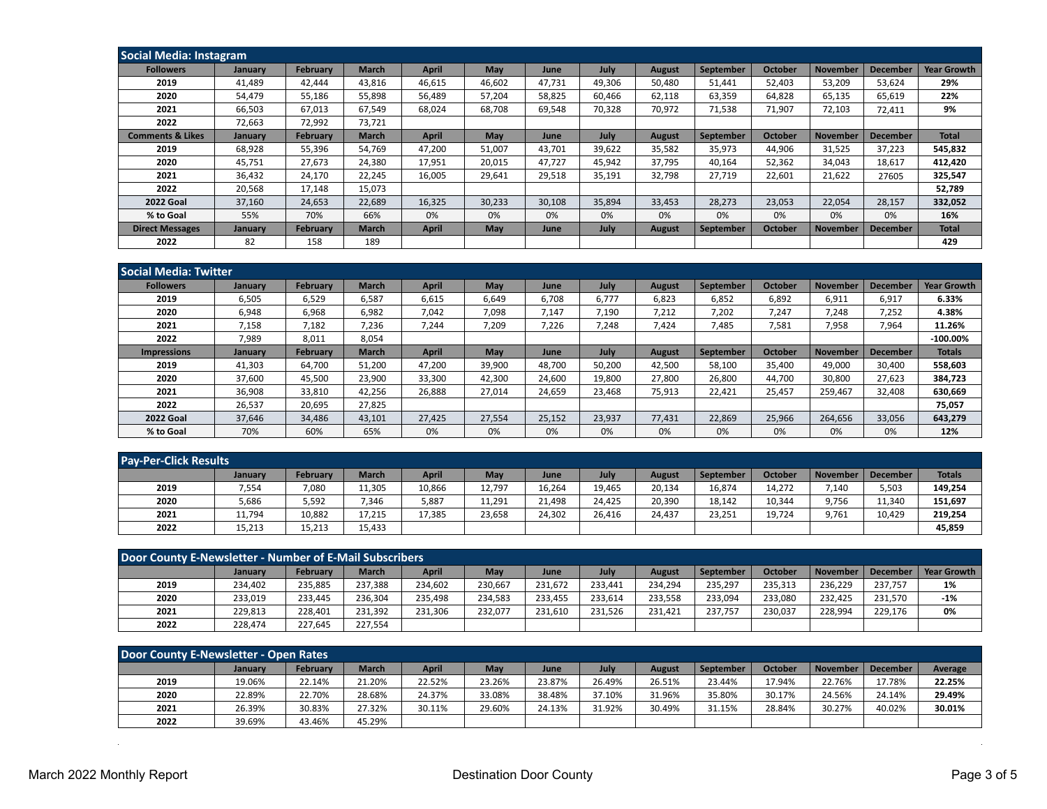## Social Media: Instagram

| Followers | January | February | March | April | May | June | July | August | September | October | November | December | Year Growth |
|---|---|---|---|---|---|---|---|---|---|---|---|---|---|
| 2019 | 41,489 | 42,444 | 43,816 | 46,615 | 46,602 | 47,731 | 49,306 | 50,480 | 51,441 | 52,403 | 53,209 | 53,624 | 29% |
| 2020 | 54,479 | 55,186 | 55,898 | 56,489 | 57,204 | 58,825 | 60,466 | 62,118 | 63,359 | 64,828 | 65,135 | 65,619 | 22% |
| 2021 | 66,503 | 67,013 | 67,549 | 68,024 | 68,708 | 69,548 | 70,328 | 70,972 | 71,538 | 71,907 | 72,103 | 72,411 | 9% |
| 2022 | 72,663 | 72,992 | 73,721 | | | | | | | | | | |
| **Comments & Likes** | **January** | **February** | **March** | **April** | **May** | **June** | **July** | **August** | **September** | **October** | **November** | **December** | **Total** |
| 2019 | 68,928 | 55,396 | 54,769 | 47,200 | 51,007 | 43,701 | 39,622 | 35,582 | 35,973 | 44,906 | 31,525 | 37,223 | 545,832 |
| 2020 | 45,751 | 27,673 | 24,380 | 17,951 | 20,015 | 47,727 | 45,942 | 37,795 | 40,164 | 52,362 | 34,043 | 18,617 | 412,420 |
| 2021 | 36,432 | 24,170 | 22,245 | 16,005 | 29,641 | 29,518 | 35,191 | 32,798 | 27,719 | 22,601 | 21,622 | 27605 | 325,547 |
| 2022 | 20,568 | 17,148 | 15,073 | | | | | | | | | | 52,789 |
| 2022 Goal | 37,160 | 24,653 | 22,689 | 16,325 | 30,233 | 30,108 | 35,894 | 33,453 | 28,273 | 23,053 | 22,054 | 28,157 | 332,052 |
| % to Goal | 55% | 70% | 66% | 0% | 0% | 0% | 0% | 0% | 0% | 0% | 0% | 0% | 16% |
| **Direct Messages** | **January** | **February** | **March** | **April** | **May** | **June** | **July** | **August** | **September** | **October** | **November** | **December** | **Total** |
| 2022 | 82 | 158 | 189 | | | | | | | | | | 429 |

## Social Media: Twitter

| Followers | January | February | March | April | May | June | July | August | September | October | November | December | Year Growth |
|---|---|---|---|---|---|---|---|---|---|---|---|---|---|
| 2019 | 6,505 | 6,529 | 6,587 | 6,615 | 6,649 | 6,708 | 6,777 | 6,823 | 6,852 | 6,892 | 6,911 | 6,917 | 6.33% |
| 2020 | 6,948 | 6,968 | 6,982 | 7,042 | 7,098 | 7,147 | 7,190 | 7,212 | 7,202 | 7,247 | 7,248 | 7,252 | 4.38% |
| 2021 | 7,158 | 7,182 | 7,236 | 7,244 | 7,209 | 7,226 | 7,248 | 7,424 | 7,485 | 7,581 | 7,958 | 7,964 | 11.26% |
| 2022 | 7,989 | 8,011 | 8,054 | | | | | | | | | | -100.00% |
| **Impressions** | **January** | **February** | **March** | **April** | **May** | **June** | **July** | **August** | **September** | **October** | **November** | **December** | **Totals** |
| 2019 | 41,303 | 64,700 | 51,200 | 47,200 | 39,900 | 48,700 | 50,200 | 42,500 | 58,100 | 35,400 | 49,000 | 30,400 | 558,603 |
| 2020 | 37,600 | 45,500 | 23,900 | 33,300 | 42,300 | 24,600 | 19,800 | 27,800 | 26,800 | 44,700 | 30,800 | 27,623 | 384,723 |
| 2021 | 36,908 | 33,810 | 42,256 | 26,888 | 27,014 | 24,659 | 23,468 | 75,913 | 22,421 | 25,457 | 259,467 | 32,408 | 630,669 |
| 2022 | 26,537 | 20,695 | 27,825 | | | | | | | | | | 75,057 |
| 2022 Goal | 37,646 | 34,486 | 43,101 | 27,425 | 27,554 | 25,152 | 23,937 | 77,431 | 22,869 | 25,966 | 264,656 | 33,056 | 643,279 |
| % to Goal | 70% | 60% | 65% | 0% | 0% | 0% | 0% | 0% | 0% | 0% | 0% | 0% | 12% |

## Pay-Per-Click Results

| | January | February | March | April | May | June | July | August | September | October | November | December | Totals |
|---|---|---|---|---|---|---|---|---|---|---|---|---|---|
| 2019 | 7,554 | 7,080 | 11,305 | 10,866 | 12,797 | 16,264 | 19,465 | 20,134 | 16,874 | 14,272 | 7,140 | 5,503 | 149,254 |
| 2020 | 5,686 | 5,592 | 7,346 | 5,887 | 11,291 | 21,498 | 24,425 | 20,390 | 18,142 | 10,344 | 9,756 | 11,340 | 151,697 |
| 2021 | 11,794 | 10,882 | 17,215 | 17,385 | 23,658 | 24,302 | 26,416 | 24,437 | 23,251 | 19,724 | 9,761 | 10,429 | 219,254 |
| 2022 | 15,213 | 15,213 | 15,433 | | | | | | | | | | 45,859 |

## Door County E-Newsletter - Number of E-Mail Subscribers

| | January | February | March | April | May | June | July | August | September | October | November | December | Year Growth |
|---|---|---|---|---|---|---|---|---|---|---|---|---|---|
| 2019 | 234,402 | 235,885 | 237,388 | 234,602 | 230,667 | 231,672 | 233,441 | 234,294 | 235,297 | 235,313 | 236,229 | 237,757 | 1% |
| 2020 | 233,019 | 233,445 | 236,304 | 235,498 | 234,583 | 233,455 | 233,614 | 233,558 | 233,094 | 233,080 | 232,425 | 231,570 | -1% |
| 2021 | 229,813 | 228,401 | 231,392 | 231,306 | 232,077 | 231,610 | 231,526 | 231,421 | 237,757 | 230,037 | 228,994 | 229,176 | 0% |
| 2022 | 228,474 | 227,645 | 227,554 | | | | | | | | | | |

## Door County E-Newsletter - Open Rates

| | January | February | March | April | May | June | July | August | September | October | November | December | Average |
|---|---|---|---|---|---|---|---|---|---|---|---|---|---|
| 2019 | 19.06% | 22.14% | 21.20% | 22.52% | 23.26% | 23.87% | 26.49% | 26.51% | 23.44% | 17.94% | 22.76% | 17.78% | 22.25% |
| 2020 | 22.89% | 22.70% | 28.68% | 24.37% | 33.08% | 38.48% | 37.10% | 31.96% | 35.80% | 30.17% | 24.56% | 24.14% | 29.49% |
| 2021 | 26.39% | 30.83% | 27.32% | 30.11% | 29.60% | 24.13% | 31.92% | 30.49% | 31.15% | 28.84% | 30.27% | 40.02% | 30.01% |
| 2022 | 39.69% | 43.46% | 45.29% | | | | | | | | | | |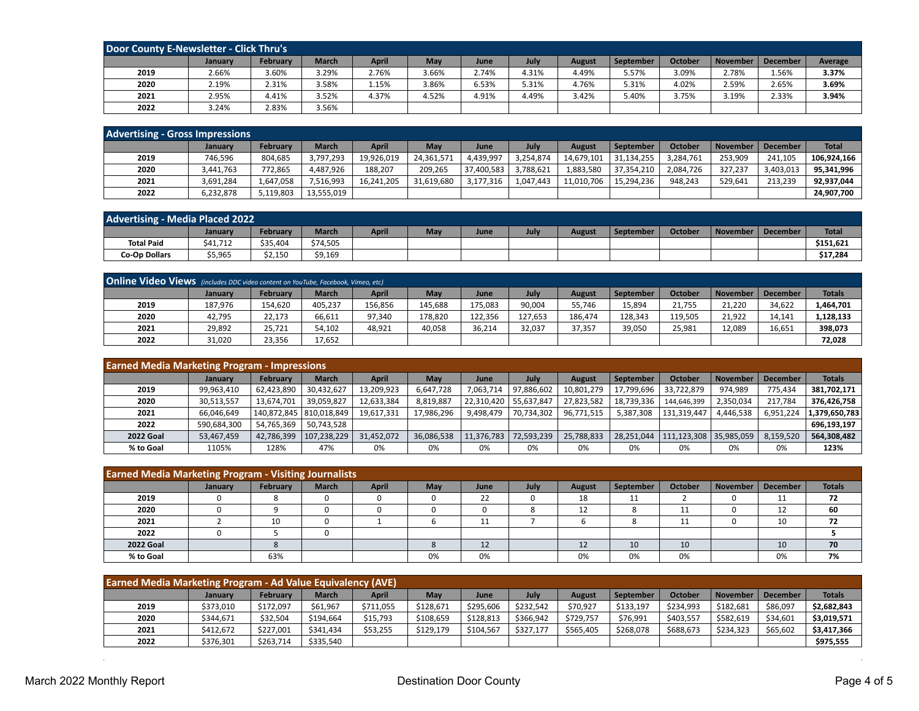## Door County E-Newsletter - Click Thru's

| | January | February | March | April | May | June | July | August | September | October | November | December | Average |
|---|---|---|---|---|---|---|---|---|---|---|---|---|---|
| **2019** | 2.66% | 3.60% | 3.29% | 2.76% | 3.66% | 2.74% | 4.31% | 4.49% | 5.57% | 3.09% | 2.78% | 1.56% | **3.37%** |
| **2020** | 2.19% | 2.31% | 3.58% | 1.15% | 3.86% | 6.53% | 5.31% | 4.76% | 5.31% | 4.02% | 2.59% | 2.65% | **3.69%** |
| **2021** | 2.95% | 4.41% | 3.52% | 4.37% | 4.52% | 4.91% | 4.49% | 3.42% | 5.40% | 3.75% | 3.19% | 2.33% | **3.94%** |
| **2022** | 3.24% | 2.83% | 3.56% | | | | | | | | | | |

## Advertising - Gross Impressions

| | January | February | March | April | May | June | July | August | September | October | November | December | Total |
|---|---|---|---|---|---|---|---|---|---|---|---|---|---|
| **2019** | 746,596 | 804,685 | 3,797,293 | 19,926,019 | 24,361,571 | 4,439,997 | 3,254,874 | 14,679,101 | 31,134,255 | 3,284,761 | 253,909 | 241,105 | **106,924,166** |
| **2020** | 3,441,763 | 772,865 | 4,487,926 | 188,207 | 209,265 | 37,400,583 | 3,788,621 | 1,883,580 | 37,354,210 | 2,084,726 | 327,237 | 3,403,013 | **95,341,996** |
| **2021** | 3,691,284 | 1,647,058 | 7,516,993 | 16,241,205 | 31,619,680 | 3,177,316 | 1,047,443 | 11,010,706 | 15,294,236 | 948,243 | 529,641 | 213,239 | **92,937,044** |
| **2022** | 6,232,878 | 5,119,803 | 13,555,019 | | | | | | | | | | **24,907,700** |

## Advertising - Media Placed 2022

| | January | February | March | April | May | June | July | August | September | October | November | December | Total |
|---|---|---|---|---|---|---|---|---|---|---|---|---|---|
| **Total Paid** | $41,712 | $35,404 | $74,505 | | | | | | | | | | **$151,621** |
| **Co-Op Dollars** | $5,965 | $2,150 | $9,169 | | | | | | | | | | **$17,284** |

## Online Video Views *(includes DDC video content on YouTube, Facebook, Vimeo, etc)*

| | January | February | March | April | May | June | July | August | September | October | November | December | Totals |
|---|---|---|---|---|---|---|---|---|---|---|---|---|---|
| **2019** | 187,976 | 154,620 | 405,237 | 156,856 | 145,688 | 175,083 | 90,004 | 55,746 | 15,894 | 21,755 | 21,220 | 34,622 | **1,464,701** |
| **2020** | 42,795 | 22,173 | 66,611 | 97,340 | 178,820 | 122,356 | 127,653 | 186,474 | 128,343 | 119,505 | 21,922 | 14,141 | **1,128,133** |
| **2021** | 29,892 | 25,721 | 54,102 | 48,921 | 40,058 | 36,214 | 32,037 | 37,357 | 39,050 | 25,981 | 12,089 | 16,651 | **398,073** |
| **2022** | 31,020 | 23,356 | 17,652 | | | | | | | | | | **72,028** |

## Earned Media Marketing Program - Impressions

| | January | February | March | April | May | June | July | August | September | October | November | December | Totals |
|---|---|---|---|---|---|---|---|---|---|---|---|---|---|
| **2019** | 99,963,410 | 62,423,890 | 30,432,627 | 13,209,923 | 6,647,728 | 7,063,714 | 97,886,602 | 10,801,279 | 17,799,696 | 33,722,879 | 974,989 | 775,434 | **381,702,171** |
| **2020** | 30,513,557 | 13,674,701 | 39,059,827 | 12,633,384 | 8,819,887 | 22,310,420 | 55,637,847 | 27,823,582 | 18,739,336 | 144,646,399 | 2,350,034 | 217,784 | **376,426,758** |
| **2021** | 66,046,649 | 140,872,845 | 810,018,849 | 19,617,331 | 17,986,296 | 9,498,479 | 70,734,302 | 96,771,515 | 5,387,308 | 131,319,447 | 4,446,538 | 6,951,224 | **1,379,650,783** |
| **2022** | 590,684,300 | 54,765,369 | 50,743,528 | | | | | | | | | | **696,193,197** |
| **2022 Goal** | 53,467,459 | 42,786,399 | 107,238,229 | 31,452,072 | 36,086,538 | 11,376,783 | 72,593,239 | 25,788,833 | 28,251,044 | 111,123,308 | 35,985,059 | 8,159,520 | **564,308,482** |
| **% to Goal** | 1105% | 128% | 47% | 0% | 0% | 0% | 0% | 0% | 0% | 0% | 0% | 0% | **123%** |

## Earned Media Marketing Program - Visiting Journalists

| | January | February | March | April | May | June | July | August | September | October | November | December | Totals |
|---|---|---|---|---|---|---|---|---|---|---|---|---|---|
| **2019** | 0 | 8 | 0 | 0 | 0 | 22 | 0 | 18 | 11 | 2 | 0 | 11 | **72** |
| **2020** | 0 | 9 | 0 | 0 | 0 | 0 | 8 | 12 | 8 | 11 | 0 | 12 | **60** |
| **2021** | 2 | 10 | 0 | 1 | 6 | 11 | 7 | 6 | 8 | 11 | 0 | 10 | **72** |
| **2022** | 0 | 5 | 0 | | | | | | | | | | **5** |
| **2022 Goal** | | 8 | | | 8 | 12 | | 12 | 10 | 10 | | 10 | **70** |
| **% to Goal** | | 63% | | | 0% | 0% | | 0% | 0% | 0% | | 0% | **7%** |

## Earned Media Marketing Program - Ad Value Equivalency (AVE)

| | January | February | March | April | May | June | July | August | September | October | November | December | Totals |
|---|---|---|---|---|---|---|---|---|---|---|---|---|---|
| **2019** | $373,010 | $172,097 | $61,967 | $711,055 | $128,671 | $295,606 | $232,542 | $70,927 | $133,197 | $234,993 | $182,681 | $86,097 | **$2,682,843** |
| **2020** | $344,671 | $32,504 | $194,664 | $15,793 | $108,659 | $128,813 | $366,942 | $729,757 | $76,991 | $403,557 | $582,619 | $34,601 | **$3,019,571** |
| **2021** | $412,672 | $227,001 | $341,434 | $53,255 | $129,179 | $104,567 | $327,177 | $565,405 | $268,078 | $688,673 | $234,323 | $65,602 | **$3,417,366** |
| **2022** | $376,301 | $263,714 | $335,540 | | | | | | | | | | **$975,555** |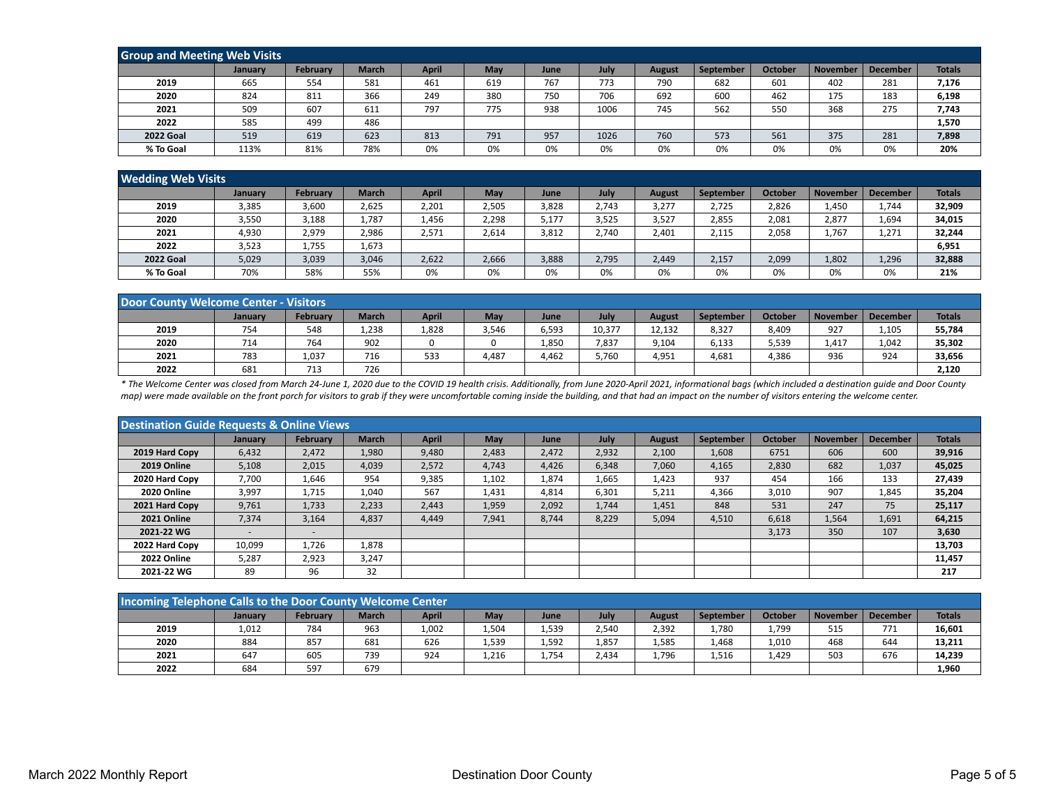## Group and Meeting Web Visits

| | January | February | March | April | May | June | July | August | September | October | November | December | Totals |
|---|---|---|---|---|---|---|---|---|---|---|---|---|---|
| **2019** | 665 | 554 | 581 | 461 | 619 | 767 | 773 | 790 | 682 | 601 | 402 | 281 | **7,176** |
| **2020** | 824 | 811 | 366 | 249 | 380 | 750 | 706 | 692 | 600 | 462 | 175 | 183 | **6,198** |
| **2021** | 509 | 607 | 611 | 797 | 775 | 938 | 1006 | 745 | 562 | 550 | 368 | 275 | **7,743** |
| **2022** | 585 | 499 | 486 | | | | | | | | | | **1,570** |
| **2022 Goal** | 519 | 619 | 623 | 813 | 791 | 957 | 1026 | 760 | 573 | 561 | 375 | 281 | **7,898** |
| **% To Goal** | 113% | 81% | 78% | 0% | 0% | 0% | 0% | 0% | 0% | 0% | 0% | 0% | **20%** |

## Wedding Web Visits

| | January | February | March | April | May | June | July | August | September | October | November | December | Totals |
|---|---|---|---|---|---|---|---|---|---|---|---|---|---|
| **2019** | 3,385 | 3,600 | 2,625 | 2,201 | 2,505 | 3,828 | 2,743 | 3,277 | 2,725 | 2,826 | 1,450 | 1,744 | **32,909** |
| **2020** | 3,550 | 3,188 | 1,787 | 1,456 | 2,298 | 5,177 | 3,525 | 3,527 | 2,855 | 2,081 | 2,877 | 1,694 | **34,015** |
| **2021** | 4,930 | 2,979 | 2,986 | 2,571 | 2,614 | 3,812 | 2,740 | 2,401 | 2,115 | 2,058 | 1,767 | 1,271 | **32,244** |
| **2022** | 3,523 | 1,755 | 1,673 | | | | | | | | | | **6,951** |
| **2022 Goal** | 5,029 | 3,039 | 3,046 | 2,622 | 2,666 | 3,888 | 2,795 | 2,449 | 2,157 | 2,099 | 1,802 | 1,296 | **32,888** |
| **% To Goal** | 70% | 58% | 55% | 0% | 0% | 0% | 0% | 0% | 0% | 0% | 0% | 0% | **21%** |

## Door County Welcome Center - Visitors

| | January | February | March | April | May | June | July | August | September | October | November | December | Totals |
|---|---|---|---|---|---|---|---|---|---|---|---|---|---|
| **2019** | 754 | 548 | 1,238 | 1,828 | 3,546 | 6,593 | 10,377 | 12,132 | 8,327 | 8,409 | 927 | 1,105 | **55,784** |
| **2020** | 714 | 764 | 902 | 0 | 0 | 1,850 | 7,837 | 9,104 | 6,133 | 5,539 | 1,417 | 1,042 | **35,302** |
| **2021** | 783 | 1,037 | 716 | 533 | 4,487 | 4,462 | 5,760 | 4,951 | 4,681 | 4,386 | 936 | 924 | **33,656** |
| **2022** | 681 | 713 | 726 | | | | | | | | | | **2,120** |

*\* The Welcome Center was closed from March 24-June 1, 2020 due to the COVID 19 health crisis. Additionally, from June 2020-April 2021, informational bags (which included a destination guide and Door County map) were made available on the front porch for visitors to grab if they were uncomfortable coming inside the building, and that had an impact on the number of visitors entering the welcome center.*

## Destination Guide Requests & Online Views

| | January | February | March | April | May | June | July | August | September | October | November | December | Totals |
|---|---|---|---|---|---|---|---|---|---|---|---|---|---|
| **2019 Hard Copy** | 6,432 | 2,472 | 1,980 | 9,480 | 2,483 | 2,472 | 2,932 | 2,100 | 1,608 | 6751 | 606 | 600 | **39,916** |
| **2019 Online** | 5,108 | 2,015 | 4,039 | 2,572 | 4,743 | 4,426 | 6,348 | 7,060 | 4,165 | 2,830 | 682 | 1,037 | **45,025** |
| **2020 Hard Copy** | 7,700 | 1,646 | 954 | 9,385 | 1,102 | 1,874 | 1,665 | 1,423 | 937 | 454 | 166 | 133 | **27,439** |
| **2020 Online** | 3,997 | 1,715 | 1,040 | 567 | 1,431 | 4,814 | 6,301 | 5,211 | 4,366 | 3,010 | 907 | 1,845 | **35,204** |
| **2021 Hard Copy** | 9,761 | 1,733 | 2,233 | 2,443 | 1,959 | 2,092 | 1,744 | 1,451 | 848 | 531 | 247 | 75 | **25,117** |
| **2021 Online** | 7,374 | 3,164 | 4,837 | 4,449 | 7,941 | 8,744 | 8,229 | 5,094 | 4,510 | 6,618 | 1,564 | 1,691 | **64,215** |
| **2021-22 WG** | - | - | | | | | | | | 3,173 | 350 | 107 | **3,630** |
| **2022 Hard Copy** | 10,099 | 1,726 | 1,878 | | | | | | | | | | **13,703** |
| **2022 Online** | 5,287 | 2,923 | 3,247 | | | | | | | | | | **11,457** |
| **2021-22 WG** | 89 | 96 | 32 | | | | | | | | | | **217** |

## Incoming Telephone Calls to the Door County Welcome Center

| | January | February | March | April | May | June | July | August | September | October | November | December | Totals |
|---|---|---|---|---|---|---|---|---|---|---|---|---|---|
| **2019** | 1,012 | 784 | 963 | 1,002 | 1,504 | 1,539 | 2,540 | 2,392 | 1,780 | 1,799 | 515 | 771 | **16,601** |
| **2020** | 884 | 857 | 681 | 626 | 1,539 | 1,592 | 1,857 | 1,585 | 1,468 | 1,010 | 468 | 644 | **13,211** |
| **2021** | 647 | 605 | 739 | 924 | 1,216 | 1,754 | 2,434 | 1,796 | 1,516 | 1,429 | 503 | 676 | **14,239** |
| **2022** | 684 | 597 | 679 | | | | | | | | | | **1,960** |